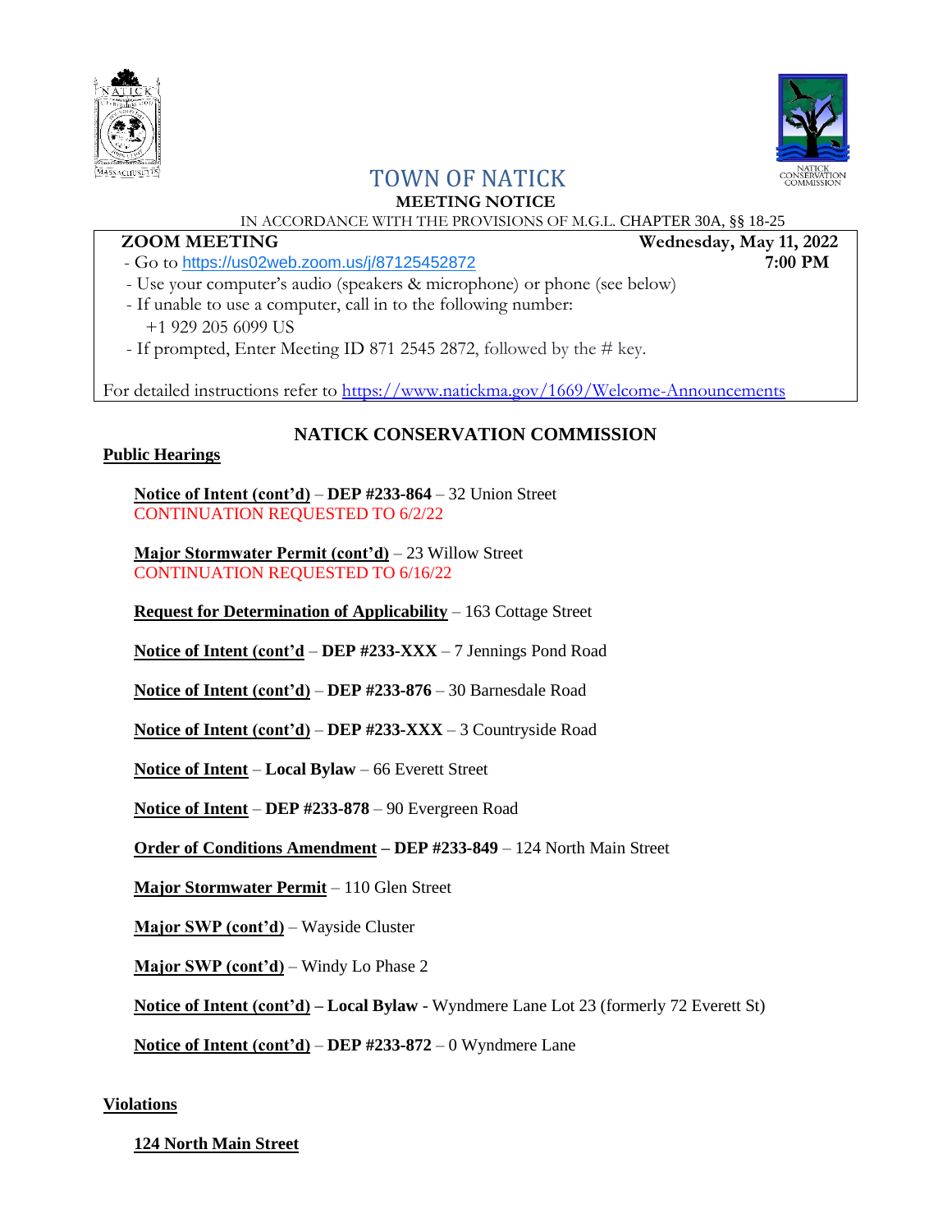# TOWN OF NATICK

**MEETING NOTICE**

IN ACCORDANCE WITH THE PROVISIONS OF M.G.L. CHAPTER 30A, §§ 18-25

**ZOOM MEETING** **Wednesday, May 11, 2022**

**7:00 PM**

- Go to https://us02web.zoom.us/j/87125452872
- Use your computer's audio (speakers & microphone) or phone (see below)
- If unable to use a computer, call in to the following number:
  +1 929 205 6099 US
- If prompted, Enter Meeting ID 871 2545 2872, followed by the # key.

For detailed instructions refer to https://www.natickma.gov/1669/Welcome-Announcements

## NATICK CONSERVATION COMMISSION

### Public Hearings

**Notice of Intent (cont'd)** – **DEP #233-864** – 32 Union Street
CONTINUATION REQUESTED TO 6/2/22

**Major Stormwater Permit (cont'd)** – 23 Willow Street
CONTINUATION REQUESTED TO 6/16/22

**Request for Determination of Applicability** – 163 Cottage Street

**Notice of Intent (cont'd** – **DEP #233-XXX** – 7 Jennings Pond Road

**Notice of Intent (cont'd)** – **DEP #233-876** – 30 Barnesdale Road

**Notice of Intent (cont'd)** – **DEP #233-XXX** – 3 Countryside Road

**Notice of Intent** – **Local Bylaw** – 66 Everett Street

**Notice of Intent** – **DEP #233-878** – 90 Evergreen Road

**Order of Conditions Amendment – DEP #233-849** – 124 North Main Street

**Major Stormwater Permit** – 110 Glen Street

**Major SWP (cont'd)** – Wayside Cluster

**Major SWP (cont'd)** – Windy Lo Phase 2

**Notice of Intent (cont'd) – Local Bylaw** - Wyndmere Lane Lot 23 (formerly 72 Everett St)

**Notice of Intent (cont'd)** – **DEP #233-872** – 0 Wyndmere Lane

### Violations

**124 North Main Street**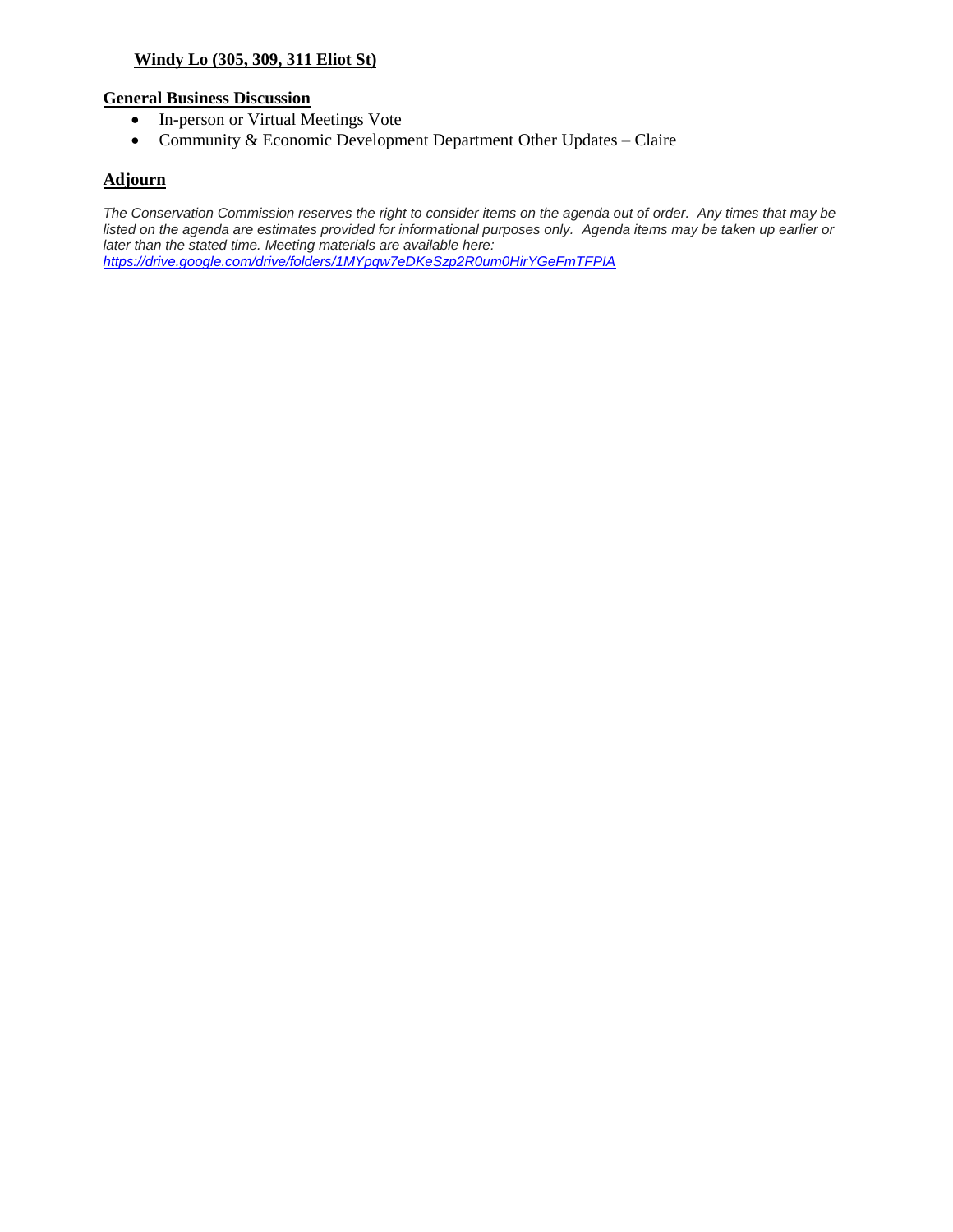**Windy Lo (305, 309, 311 Eliot St)**

## General Business Discussion

- In-person or Virtual Meetings Vote
- Community & Economic Development Department Other Updates – Claire

## Adjourn

*The Conservation Commission reserves the right to consider items on the agenda out of order. Any times that may be listed on the agenda are estimates provided for informational purposes only. Agenda items may be taken up earlier or later than the stated time. Meeting materials are available here: https://drive.google.com/drive/folders/1MYpqw7eDKeSzp2R0um0HirYGeFmTFPIA*